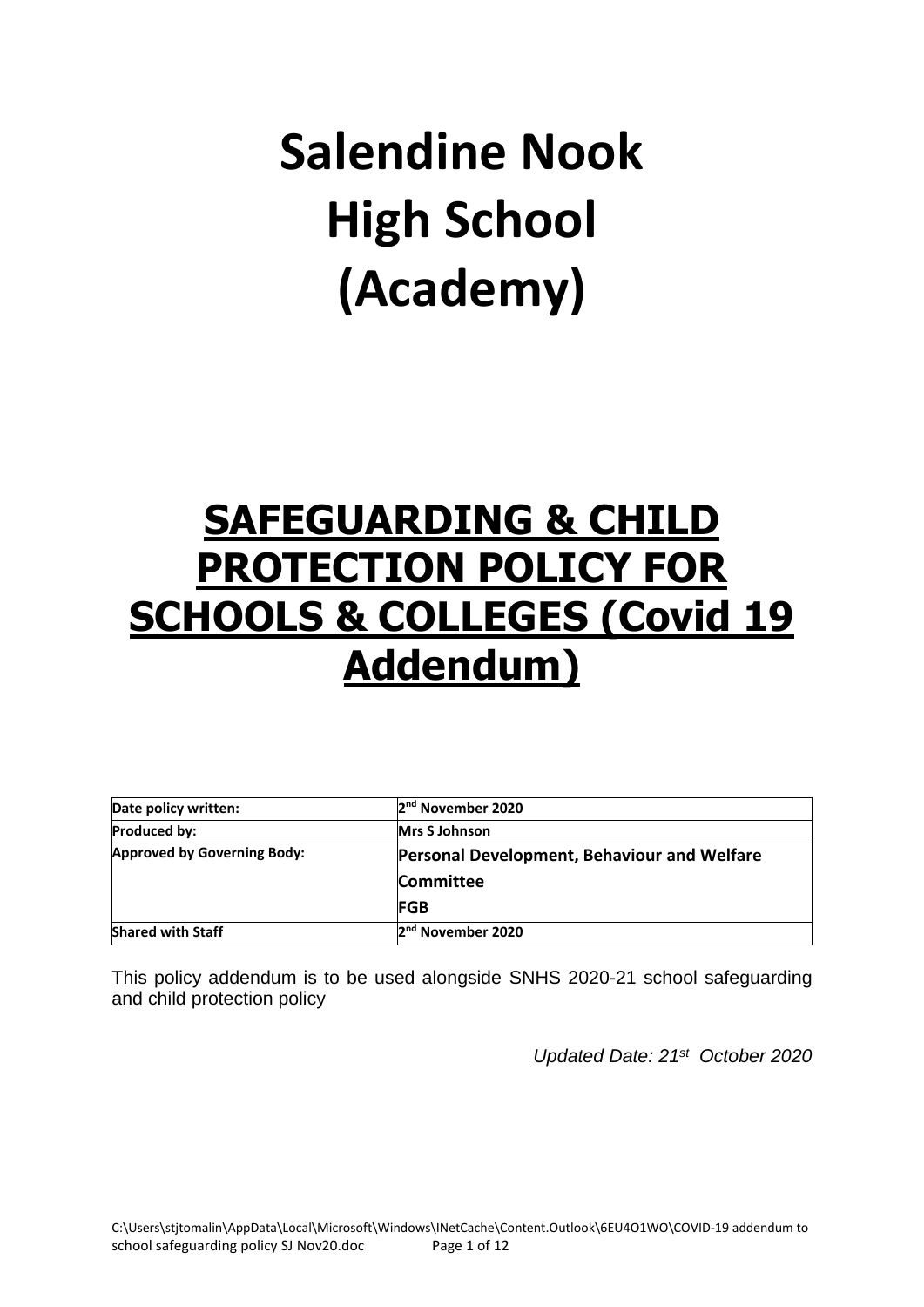# Salendine Nook High School (Academy)

## SAFEGUARDING & CHILD PROTECTION POLICY FOR SCHOOLS & COLLEGES (Covid 19 Addendum)

| Date policy written: | 2nd November 2020 |
|---|---|
| Produced by: | Mrs S Johnson |
| Approved by Governing Body: | Personal Development, Behaviour and Welfare Committee<br>FGB |
| Shared with Staff | 2nd November 2020 |

This policy addendum is to be used alongside SNHS 2020-21 school safeguarding and child protection policy

*Updated Date: 21st October 2020*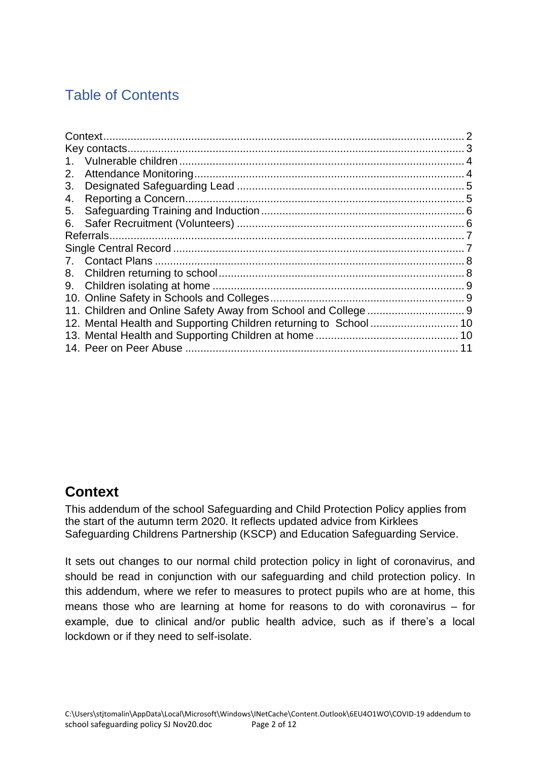## Table of Contents

Context ..... 2
Key contacts ..... 3
1. Vulnerable children ..... 4
2. Attendance Monitoring ..... 4
3. Designated Safeguarding Lead ..... 5
4. Reporting a Concern ..... 5
5. Safeguarding Training and Induction ..... 6
6. Safer Recruitment (Volunteers) ..... 6
Referrals ..... 7
Single Central Record ..... 7
7. Contact Plans ..... 8
8. Children returning to school ..... 8
9. Children isolating at home ..... 9
10. Online Safety in Schools and Colleges ..... 9
11. Children and Online Safety Away from School and College ..... 9
12. Mental Health and Supporting Children returning to School ..... 10
13. Mental Health and Supporting Children at home ..... 10
14. Peer on Peer Abuse ..... 11

## Context

This addendum of the school Safeguarding and Child Protection Policy applies from the start of the autumn term 2020. It reflects updated advice from Kirklees Safeguarding Childrens Partnership (KSCP) and Education Safeguarding Service.

It sets out changes to our normal child protection policy in light of coronavirus, and should be read in conjunction with our safeguarding and child protection policy. In this addendum, where we refer to measures to protect pupils who are at home, this means those who are learning at home for reasons to do with coronavirus – for example, due to clinical and/or public health advice, such as if there's a local lockdown or if they need to self-isolate.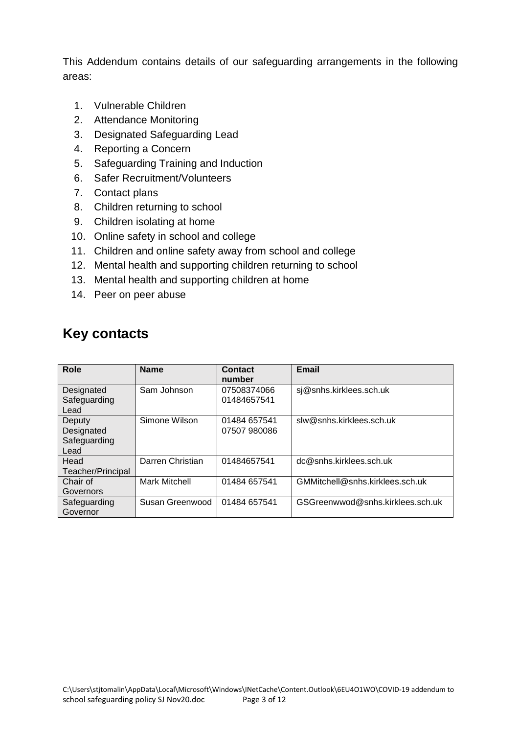This Addendum contains details of our safeguarding arrangements in the following areas:

1. Vulnerable Children
2. Attendance Monitoring
3. Designated Safeguarding Lead
4. Reporting a Concern
5. Safeguarding Training and Induction
6. Safer Recruitment/Volunteers
7. Contact plans
8. Children returning to school
9. Children isolating at home
10. Online safety in school and college
11. Children and online safety away from school and college
12. Mental health and supporting children returning to school
13. Mental health and supporting children at home
14. Peer on peer abuse

## Key contacts

| Role | Name | Contact number | Email |
|---|---|---|---|
| Designated Safeguarding Lead | Sam Johnson | 07508374066<br>01484657541 | sj@snhs.kirklees.sch.uk |
| Deputy Designated Safeguarding Lead | Simone Wilson | 01484 657541<br>07507 980086 | slw@snhs.kirklees.sch.uk |
| Head Teacher/Principal | Darren Christian | 01484657541 | dc@snhs.kirklees.sch.uk |
| Chair of Governors | Mark Mitchell | 01484 657541 | GMMitchell@snhs.kirklees.sch.uk |
| Safeguarding Governor | Susan Greenwood | 01484 657541 | GSGreenwwod@snhs.kirklees.sch.uk |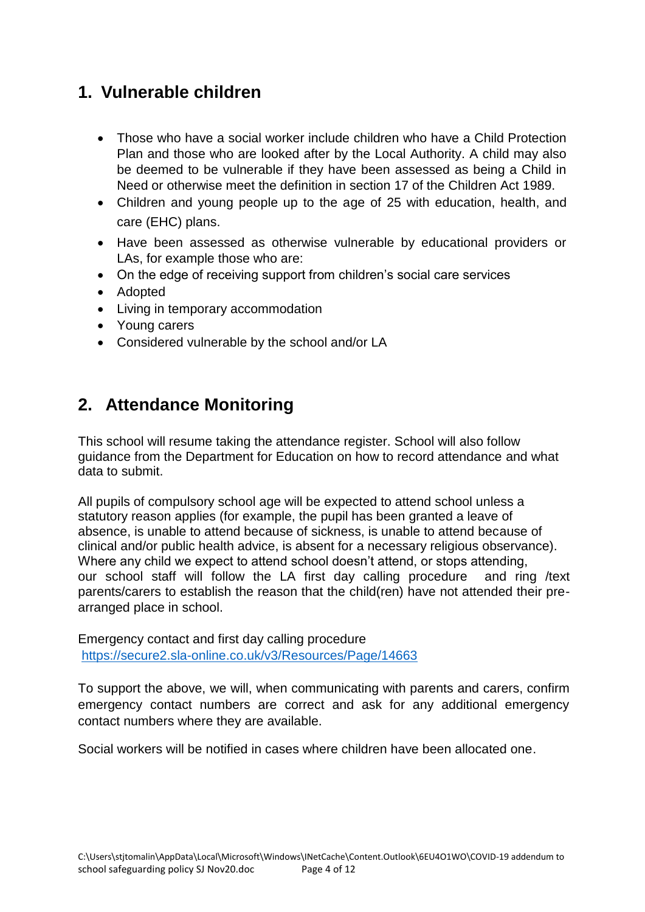## 1. Vulnerable children

- Those who have a social worker include children who have a Child Protection Plan and those who are looked after by the Local Authority. A child may also be deemed to be vulnerable if they have been assessed as being a Child in Need or otherwise meet the definition in section 17 of the Children Act 1989.
- Children and young people up to the age of 25 with education, health, and care (EHC) plans.
- Have been assessed as otherwise vulnerable by educational providers or LAs, for example those who are:
- On the edge of receiving support from children's social care services
- Adopted
- Living in temporary accommodation
- Young carers
- Considered vulnerable by the school and/or LA

## 2. Attendance Monitoring

This school will resume taking the attendance register. School will also follow guidance from the Department for Education on how to record attendance and what data to submit.

All pupils of compulsory school age will be expected to attend school unless a statutory reason applies (for example, the pupil has been granted a leave of absence, is unable to attend because of sickness, is unable to attend because of clinical and/or public health advice, is absent for a necessary religious observance). Where any child we expect to attend school doesn't attend, or stops attending, our school staff will follow the LA first day calling procedure and ring /text parents/carers to establish the reason that the child(ren) have not attended their pre-arranged place in school.

Emergency contact and first day calling procedure
https://secure2.sla-online.co.uk/v3/Resources/Page/14663

To support the above, we will, when communicating with parents and carers, confirm emergency contact numbers are correct and ask for any additional emergency contact numbers where they are available.

Social workers will be notified in cases where children have been allocated one.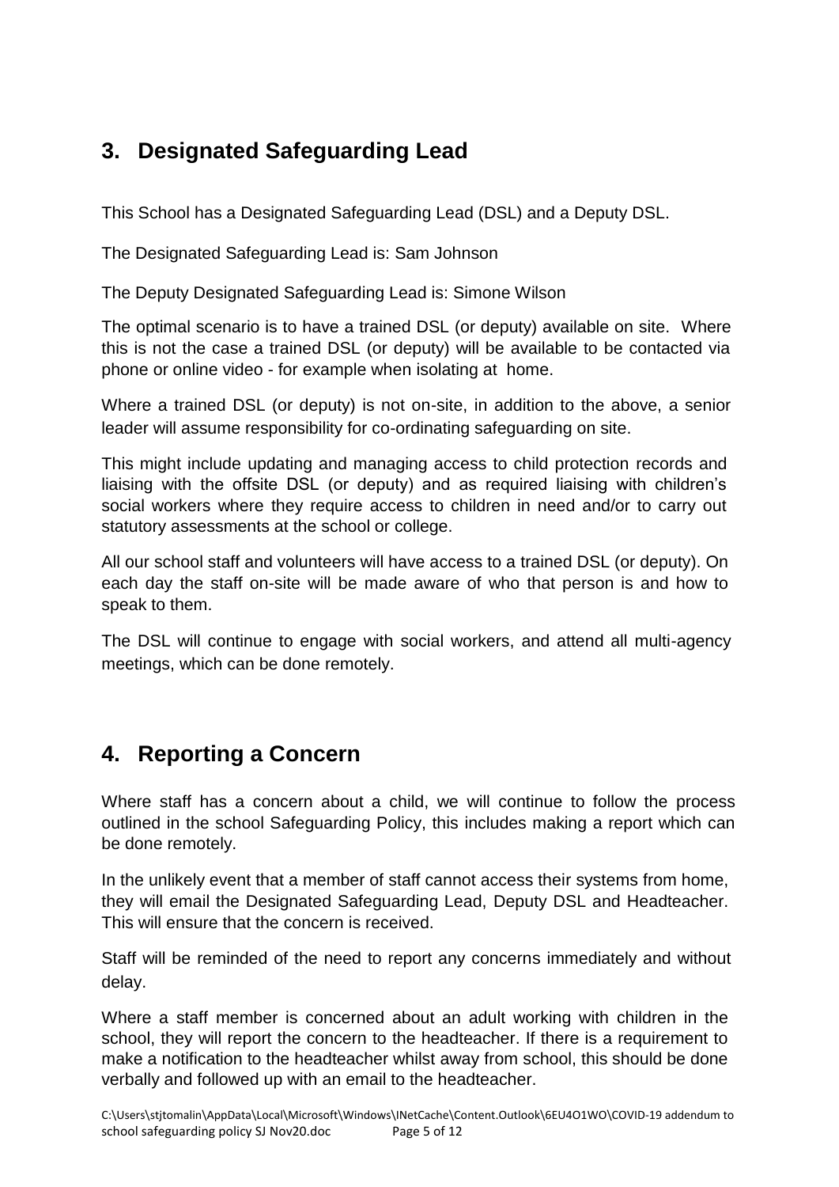## 3. Designated Safeguarding Lead

This School has a Designated Safeguarding Lead (DSL) and a Deputy DSL.

The Designated Safeguarding Lead is: Sam Johnson

The Deputy Designated Safeguarding Lead is: Simone Wilson

The optimal scenario is to have a trained DSL (or deputy) available on site. Where this is not the case a trained DSL (or deputy) will be available to be contacted via phone or online video - for example when isolating at home.

Where a trained DSL (or deputy) is not on-site, in addition to the above, a senior leader will assume responsibility for co-ordinating safeguarding on site.

This might include updating and managing access to child protection records and liaising with the offsite DSL (or deputy) and as required liaising with children's social workers where they require access to children in need and/or to carry out statutory assessments at the school or college.

All our school staff and volunteers will have access to a trained DSL (or deputy). On each day the staff on-site will be made aware of who that person is and how to speak to them.

The DSL will continue to engage with social workers, and attend all multi-agency meetings, which can be done remotely.

## 4. Reporting a Concern

Where staff has a concern about a child, we will continue to follow the process outlined in the school Safeguarding Policy, this includes making a report which can be done remotely.

In the unlikely event that a member of staff cannot access their systems from home, they will email the Designated Safeguarding Lead, Deputy DSL and Headteacher. This will ensure that the concern is received.

Staff will be reminded of the need to report any concerns immediately and without delay.

Where a staff member is concerned about an adult working with children in the school, they will report the concern to the headteacher. If there is a requirement to make a notification to the headteacher whilst away from school, this should be done verbally and followed up with an email to the headteacher.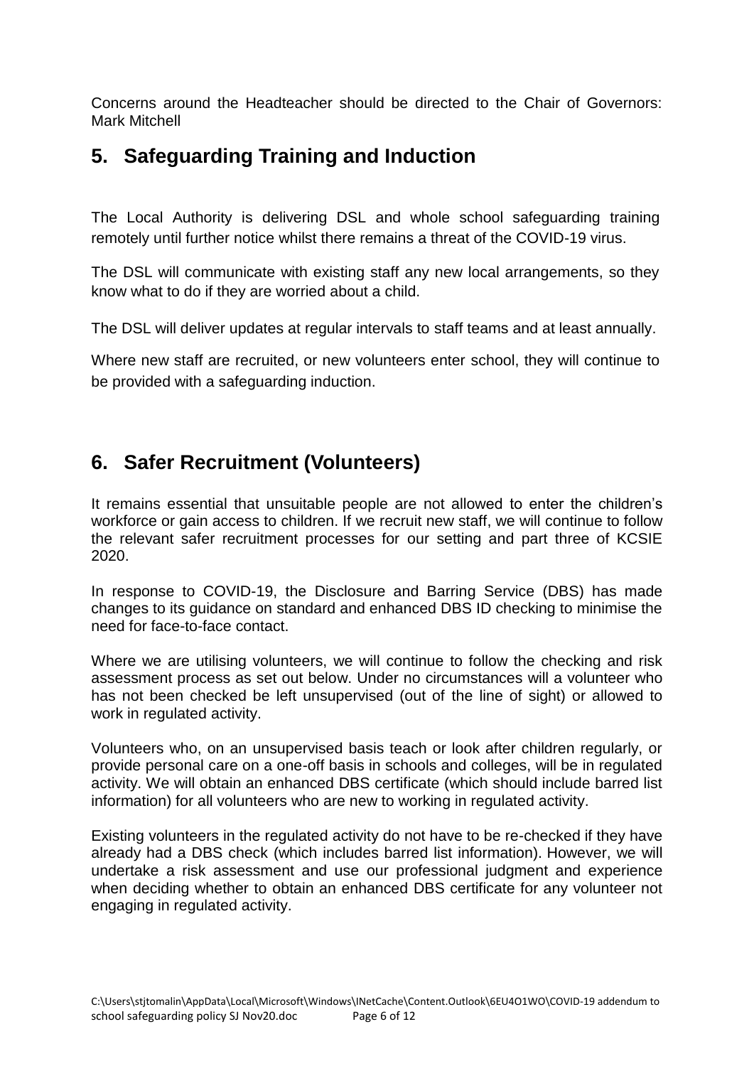Concerns around the Headteacher should be directed to the Chair of Governors: Mark Mitchell

## 5. Safeguarding Training and Induction

The Local Authority is delivering DSL and whole school safeguarding training remotely until further notice whilst there remains a threat of the COVID-19 virus.

The DSL will communicate with existing staff any new local arrangements, so they know what to do if they are worried about a child.

The DSL will deliver updates at regular intervals to staff teams and at least annually.

Where new staff are recruited, or new volunteers enter school, they will continue to be provided with a safeguarding induction.

## 6. Safer Recruitment (Volunteers)

It remains essential that unsuitable people are not allowed to enter the children's workforce or gain access to children. If we recruit new staff, we will continue to follow the relevant safer recruitment processes for our setting and part three of KCSIE 2020.

In response to COVID-19, the Disclosure and Barring Service (DBS) has made changes to its guidance on standard and enhanced DBS ID checking to minimise the need for face-to-face contact.

Where we are utilising volunteers, we will continue to follow the checking and risk assessment process as set out below. Under no circumstances will a volunteer who has not been checked be left unsupervised (out of the line of sight) or allowed to work in regulated activity.

Volunteers who, on an unsupervised basis teach or look after children regularly, or provide personal care on a one-off basis in schools and colleges, will be in regulated activity. We will obtain an enhanced DBS certificate (which should include barred list information) for all volunteers who are new to working in regulated activity.

Existing volunteers in the regulated activity do not have to be re-checked if they have already had a DBS check (which includes barred list information). However, we will undertake a risk assessment and use our professional judgment and experience when deciding whether to obtain an enhanced DBS certificate for any volunteer not engaging in regulated activity.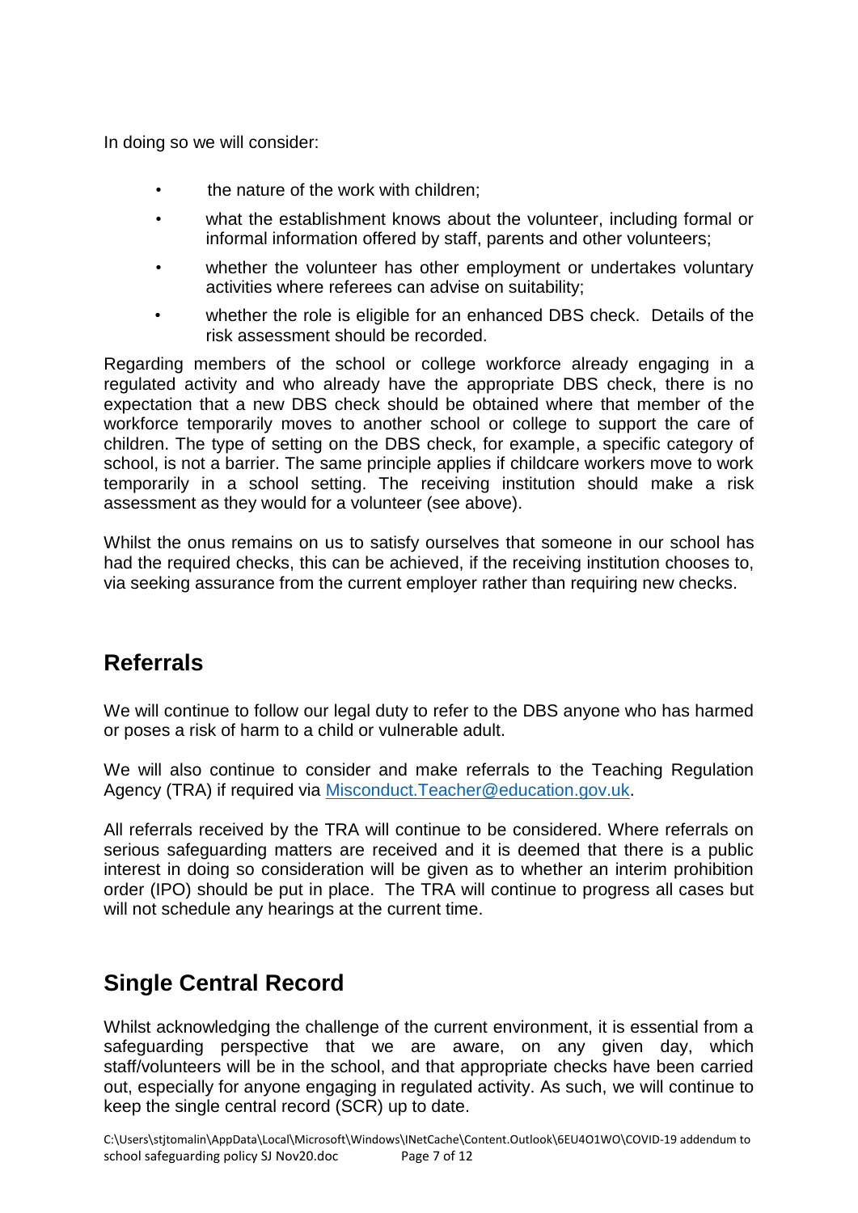In doing so we will consider:

- the nature of the work with children;
- what the establishment knows about the volunteer, including formal or informal information offered by staff, parents and other volunteers;
- whether the volunteer has other employment or undertakes voluntary activities where referees can advise on suitability;
- whether the role is eligible for an enhanced DBS check. Details of the risk assessment should be recorded.

Regarding members of the school or college workforce already engaging in a regulated activity and who already have the appropriate DBS check, there is no expectation that a new DBS check should be obtained where that member of the workforce temporarily moves to another school or college to support the care of children. The type of setting on the DBS check, for example, a specific category of school, is not a barrier. The same principle applies if childcare workers move to work temporarily in a school setting. The receiving institution should make a risk assessment as they would for a volunteer (see above).

Whilst the onus remains on us to satisfy ourselves that someone in our school has had the required checks, this can be achieved, if the receiving institution chooses to, via seeking assurance from the current employer rather than requiring new checks.

## Referrals

We will continue to follow our legal duty to refer to the DBS anyone who has harmed or poses a risk of harm to a child or vulnerable adult.

We will also continue to consider and make referrals to the Teaching Regulation Agency (TRA) if required via [Misconduct.Teacher@education.gov.uk](mailto:Misconduct.Teacher@education.gov.uk).

All referrals received by the TRA will continue to be considered. Where referrals on serious safeguarding matters are received and it is deemed that there is a public interest in doing so consideration will be given as to whether an interim prohibition order (IPO) should be put in place. The TRA will continue to progress all cases but will not schedule any hearings at the current time.

## Single Central Record

Whilst acknowledging the challenge of the current environment, it is essential from a safeguarding perspective that we are aware, on any given day, which staff/volunteers will be in the school, and that appropriate checks have been carried out, especially for anyone engaging in regulated activity. As such, we will continue to keep the single central record (SCR) up to date.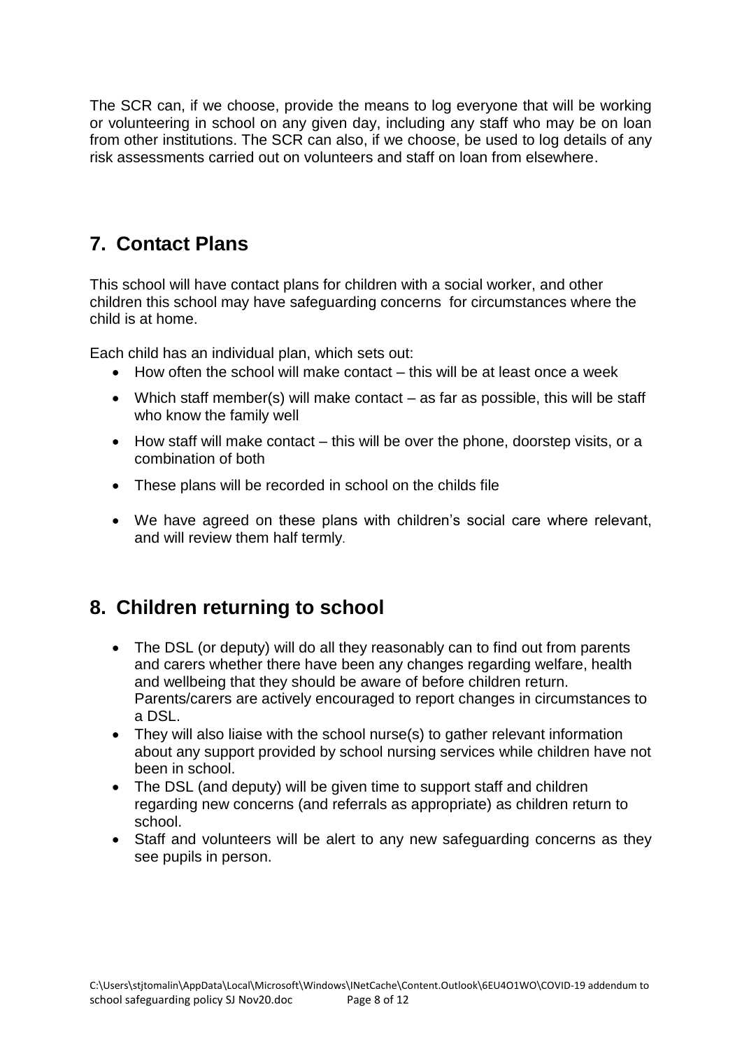The SCR can, if we choose, provide the means to log everyone that will be working or volunteering in school on any given day, including any staff who may be on loan from other institutions. The SCR can also, if we choose, be used to log details of any risk assessments carried out on volunteers and staff on loan from elsewhere.

## 7. Contact Plans

This school will have contact plans for children with a social worker, and other children this school may have safeguarding concerns for circumstances where the child is at home.

Each child has an individual plan, which sets out:

- How often the school will make contact – this will be at least once a week
- Which staff member(s) will make contact – as far as possible, this will be staff who know the family well
- How staff will make contact – this will be over the phone, doorstep visits, or a combination of both
- These plans will be recorded in school on the childs file
- We have agreed on these plans with children's social care where relevant, and will review them half termly.

## 8. Children returning to school

- The DSL (or deputy) will do all they reasonably can to find out from parents and carers whether there have been any changes regarding welfare, health and wellbeing that they should be aware of before children return. Parents/carers are actively encouraged to report changes in circumstances to a DSL.
- They will also liaise with the school nurse(s) to gather relevant information about any support provided by school nursing services while children have not been in school.
- The DSL (and deputy) will be given time to support staff and children regarding new concerns (and referrals as appropriate) as children return to school.
- Staff and volunteers will be alert to any new safeguarding concerns as they see pupils in person.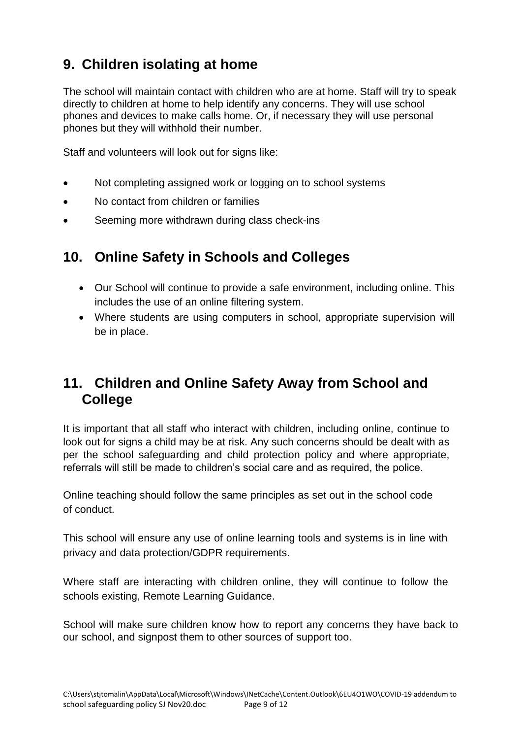## 9. Children isolating at home

The school will maintain contact with children who are at home. Staff will try to speak directly to children at home to help identify any concerns. They will use school phones and devices to make calls home. Or, if necessary they will use personal phones but they will withhold their number.

Staff and volunteers will look out for signs like:

- Not completing assigned work or logging on to school systems
- No contact from children or families
- Seeming more withdrawn during class check-ins

## 10. Online Safety in Schools and Colleges

- Our School will continue to provide a safe environment, including online. This includes the use of an online filtering system.
- Where students are using computers in school, appropriate supervision will be in place.

## 11. Children and Online Safety Away from School and College

It is important that all staff who interact with children, including online, continue to look out for signs a child may be at risk. Any such concerns should be dealt with as per the school safeguarding and child protection policy and where appropriate, referrals will still be made to children's social care and as required, the police.

Online teaching should follow the same principles as set out in the school code of conduct.

This school will ensure any use of online learning tools and systems is in line with privacy and data protection/GDPR requirements.

Where staff are interacting with children online, they will continue to follow the schools existing, Remote Learning Guidance.

School will make sure children know how to report any concerns they have back to our school, and signpost them to other sources of support too.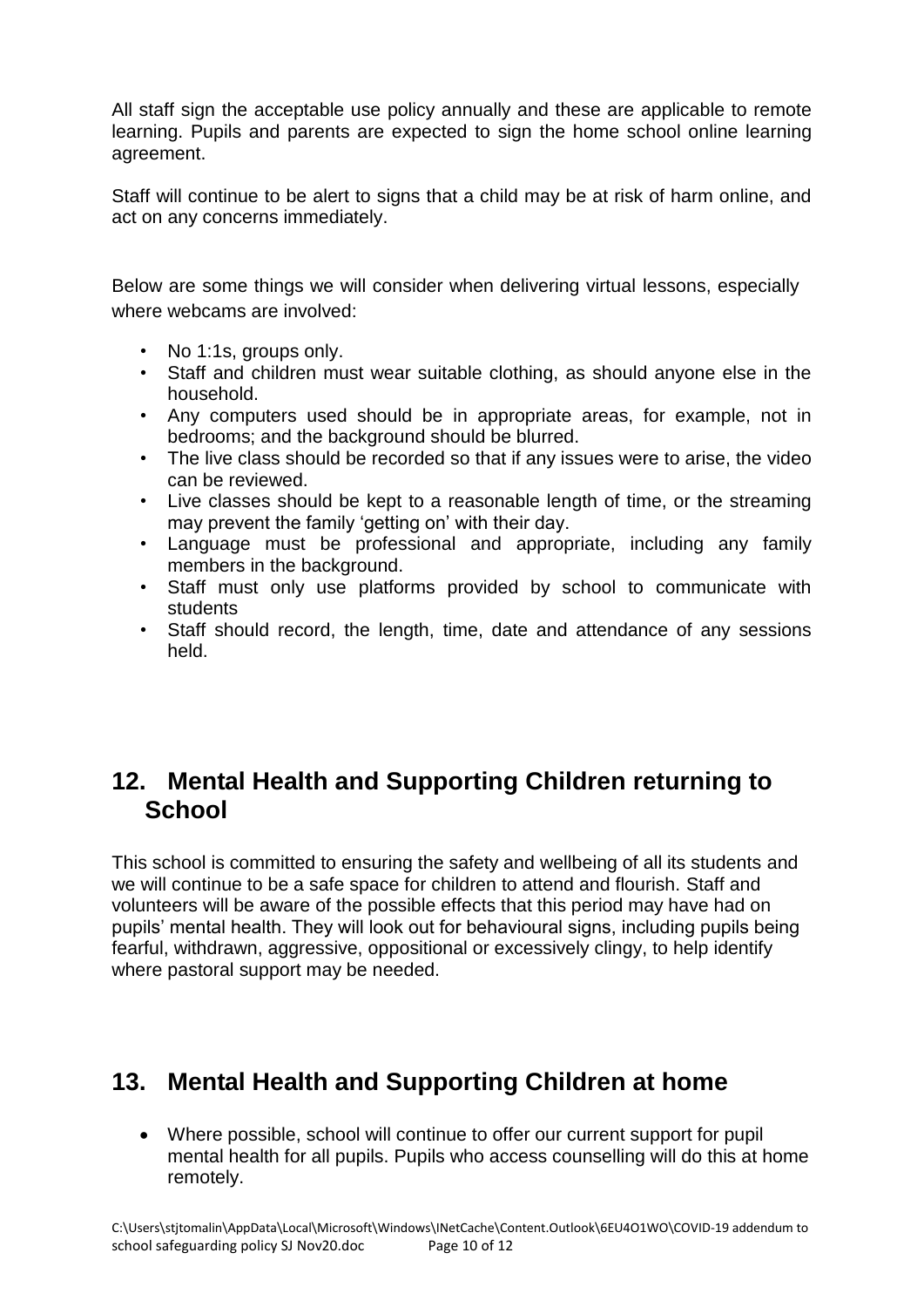All staff sign the acceptable use policy annually and these are applicable to remote learning. Pupils and parents are expected to sign the home school online learning agreement.

Staff will continue to be alert to signs that a child may be at risk of harm online, and act on any concerns immediately.

Below are some things we will consider when delivering virtual lessons, especially where webcams are involved:

- No 1:1s, groups only.
- Staff and children must wear suitable clothing, as should anyone else in the household.
- Any computers used should be in appropriate areas, for example, not in bedrooms; and the background should be blurred.
- The live class should be recorded so that if any issues were to arise, the video can be reviewed.
- Live classes should be kept to a reasonable length of time, or the streaming may prevent the family 'getting on' with their day.
- Language must be professional and appropriate, including any family members in the background.
- Staff must only use platforms provided by school to communicate with students
- Staff should record, the length, time, date and attendance of any sessions held.

## 12. Mental Health and Supporting Children returning to School

This school is committed to ensuring the safety and wellbeing of all its students and we will continue to be a safe space for children to attend and flourish. Staff and volunteers will be aware of the possible effects that this period may have had on pupils' mental health. They will look out for behavioural signs, including pupils being fearful, withdrawn, aggressive, oppositional or excessively clingy, to help identify where pastoral support may be needed.

## 13. Mental Health and Supporting Children at home

- Where possible, school will continue to offer our current support for pupil mental health for all pupils. Pupils who access counselling will do this at home remotely.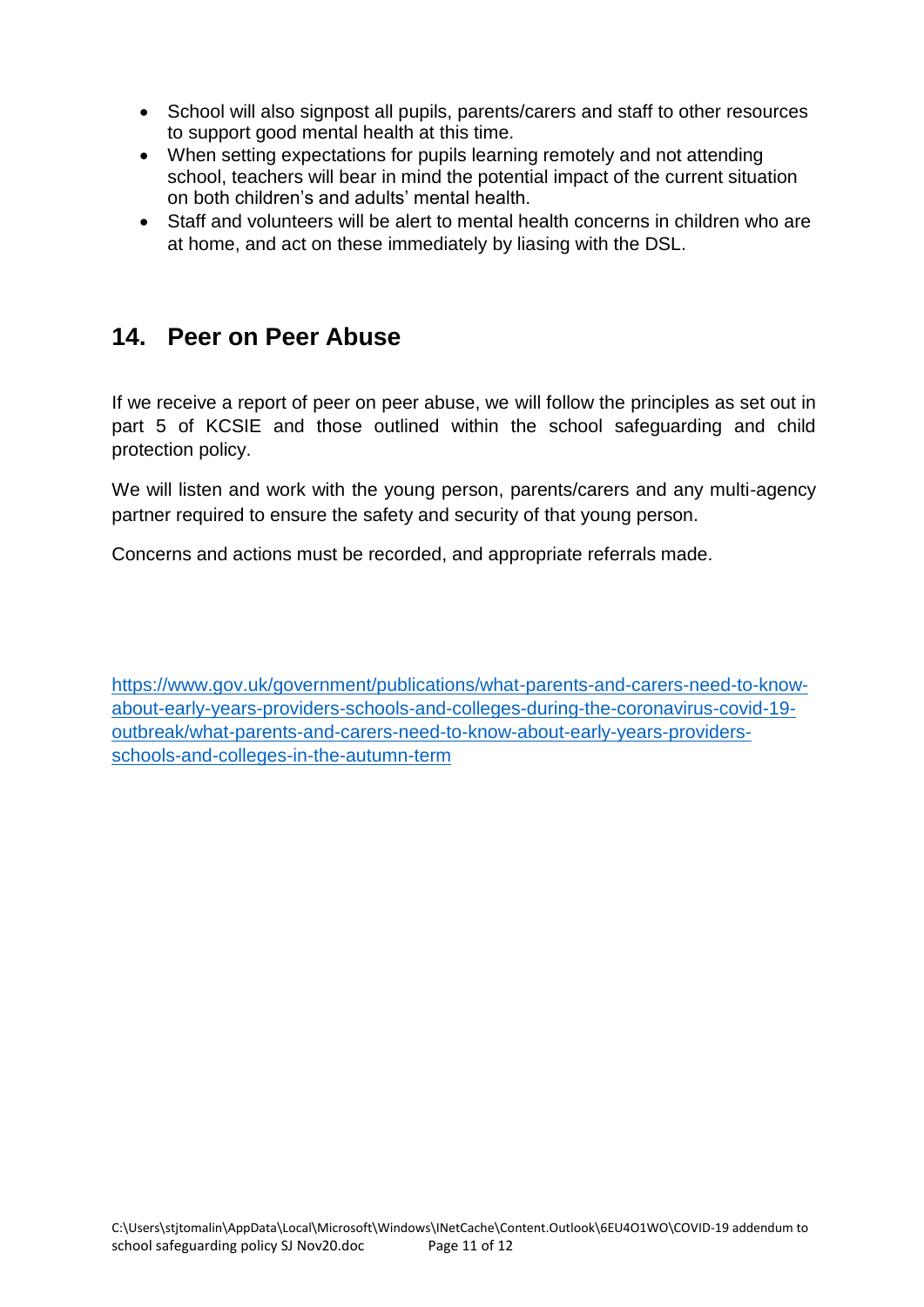- School will also signpost all pupils, parents/carers and staff to other resources to support good mental health at this time.
- When setting expectations for pupils learning remotely and not attending school, teachers will bear in mind the potential impact of the current situation on both children's and adults' mental health.
- Staff and volunteers will be alert to mental health concerns in children who are at home, and act on these immediately by liasing with the DSL.

## 14. Peer on Peer Abuse

If we receive a report of peer on peer abuse, we will follow the principles as set out in part 5 of KCSIE and those outlined within the school safeguarding and child protection policy.

We will listen and work with the young person, parents/carers and any multi-agency partner required to ensure the safety and security of that young person.

Concerns and actions must be recorded, and appropriate referrals made.

https://www.gov.uk/government/publications/what-parents-and-carers-need-to-know-about-early-years-providers-schools-and-colleges-during-the-coronavirus-covid-19-outbreak/what-parents-and-carers-need-to-know-about-early-years-providers-schools-and-colleges-in-the-autumn-term